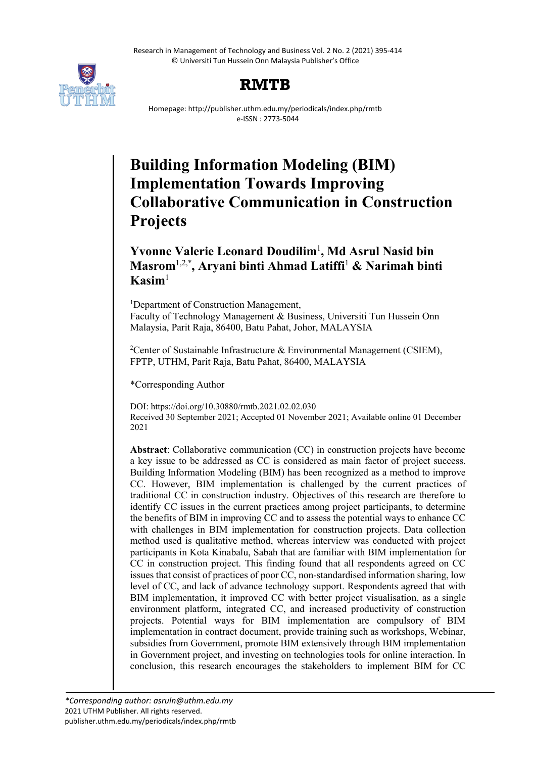# Building Information Modeling (BIM) Implementation Towards Improving Collaborative Communication in Construction Projects

**Yvonne Valerie Leonard Doudilim**[1], **Md Asrul Nasid bin Masrom**[1,2,*], **Aryani binti Ahmad Latiffi**[1] **& Narimah binti Kasim**[1]

[1]Department of Construction Management,
Faculty of Technology Management & Business, Universiti Tun Hussein Onn Malaysia, Parit Raja, 86400, Batu Pahat, Johor, MALAYSIA

[2]Center of Sustainable Infrastructure & Environmental Management (CSIEM), FPTP, UTHM, Parit Raja, Batu Pahat, 86400, MALAYSIA

*Corresponding Author

DOI: https://doi.org/10.30880/rmtb.2021.02.02.030
Received 30 September 2021; Accepted 01 November 2021; Available online 01 December 2021

**Abstract**: Collaborative communication (CC) in construction projects have become a key issue to be addressed as CC is considered as main factor of project success. Building Information Modeling (BIM) has been recognized as a method to improve CC. However, BIM implementation is challenged by the current practices of traditional CC in construction industry. Objectives of this research are therefore to identify CC issues in the current practices among project participants, to determine the benefits of BIM in improving CC and to assess the potential ways to enhance CC with challenges in BIM implementation for construction projects. Data collection method used is qualitative method, whereas interview was conducted with project participants in Kota Kinabalu, Sabah that are familiar with BIM implementation for CC in construction project. This finding found that all respondents agreed on CC issues that consist of practices of poor CC, non-standardised information sharing, low level of CC, and lack of advance technology support. Respondents agreed that with BIM implementation, it improved CC with better project visualisation, as a single environment platform, integrated CC, and increased productivity of construction projects. Potential ways for BIM implementation are compulsory of BIM implementation in contract document, provide training such as workshops, Webinar, subsidies from Government, promote BIM extensively through BIM implementation in Government project, and investing on technologies tools for online interaction. In conclusion, this research encourages the stakeholders to implement BIM for CC

*Corresponding author: asruln@uthm.edu.my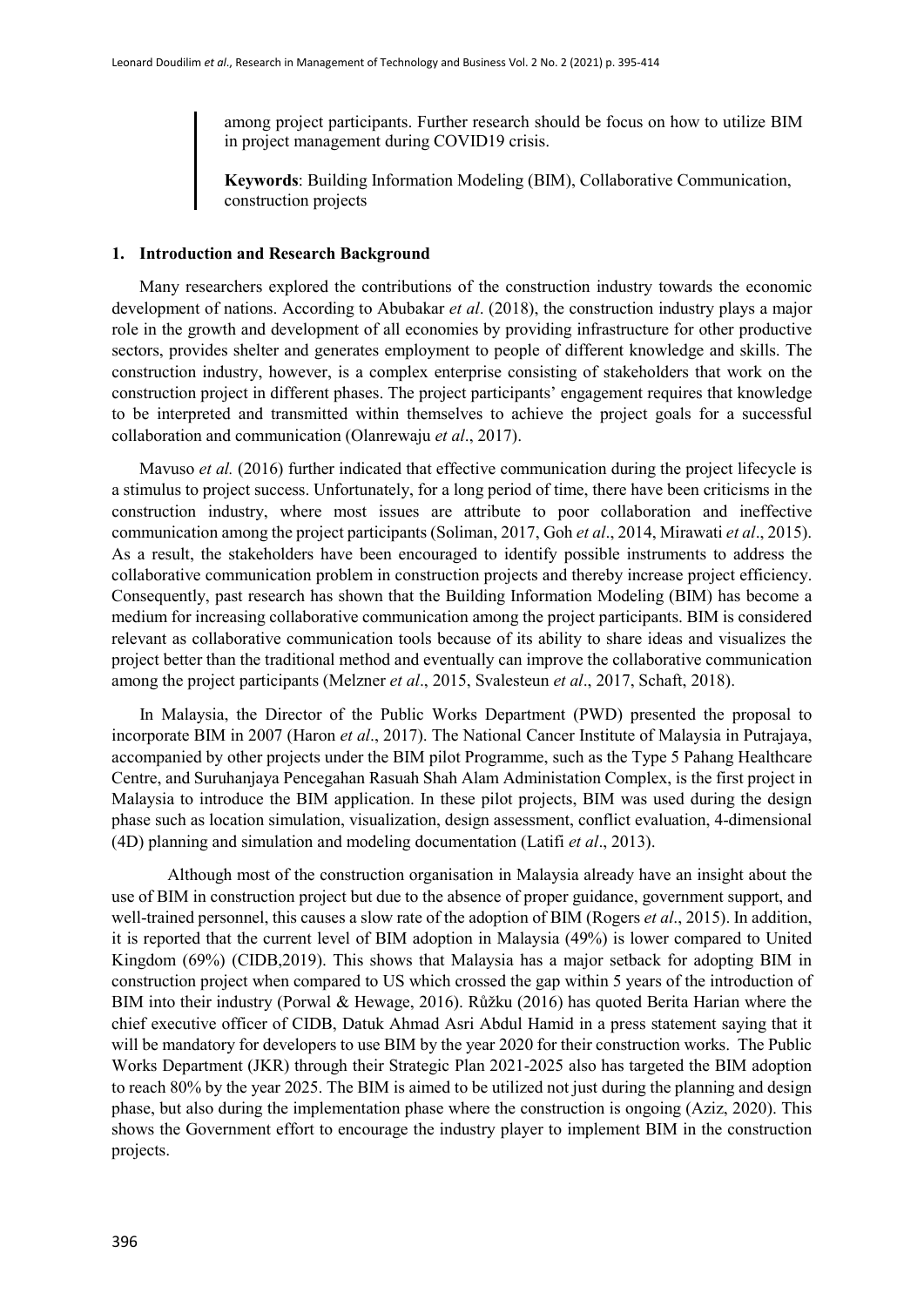among project participants. Further research should be focus on how to utilize BIM in project management during COVID19 crisis.

**Keywords**: Building Information Modeling (BIM), Collaborative Communication, construction projects

## 1. Introduction and Research Background

Many researchers explored the contributions of the construction industry towards the economic development of nations. According to Abubakar *et al*. (2018), the construction industry plays a major role in the growth and development of all economies by providing infrastructure for other productive sectors, provides shelter and generates employment to people of different knowledge and skills. The construction industry, however, is a complex enterprise consisting of stakeholders that work on the construction project in different phases. The project participants' engagement requires that knowledge to be interpreted and transmitted within themselves to achieve the project goals for a successful collaboration and communication (Olanrewaju *et al*., 2017).

Mavuso *et al.* (2016) further indicated that effective communication during the project lifecycle is a stimulus to project success. Unfortunately, for a long period of time, there have been criticisms in the construction industry, where most issues are attribute to poor collaboration and ineffective communication among the project participants (Soliman, 2017, Goh *et al*., 2014, Mirawati *et al*., 2015). As a result, the stakeholders have been encouraged to identify possible instruments to address the collaborative communication problem in construction projects and thereby increase project efficiency. Consequently, past research has shown that the Building Information Modeling (BIM) has become a medium for increasing collaborative communication among the project participants. BIM is considered relevant as collaborative communication tools because of its ability to share ideas and visualizes the project better than the traditional method and eventually can improve the collaborative communication among the project participants (Melzner *et al*., 2015, Svalesteun *et al*., 2017, Schaft, 2018).

In Malaysia, the Director of the Public Works Department (PWD) presented the proposal to incorporate BIM in 2007 (Haron *et al*., 2017). The National Cancer Institute of Malaysia in Putrajaya, accompanied by other projects under the BIM pilot Programme, such as the Type 5 Pahang Healthcare Centre, and Suruhanjaya Pencegahan Rasuah Shah Alam Administation Complex, is the first project in Malaysia to introduce the BIM application. In these pilot projects, BIM was used during the design phase such as location simulation, visualization, design assessment, conflict evaluation, 4-dimensional (4D) planning and simulation and modeling documentation (Latifi *et al*., 2013).

Although most of the construction organisation in Malaysia already have an insight about the use of BIM in construction project but due to the absence of proper guidance, government support, and well-trained personnel, this causes a slow rate of the adoption of BIM (Rogers *et al*., 2015). In addition, it is reported that the current level of BIM adoption in Malaysia (49%) is lower compared to United Kingdom (69%) (CIDB,2019). This shows that Malaysia has a major setback for adopting BIM in construction project when compared to US which crossed the gap within 5 years of the introduction of BIM into their industry (Porwal & Hewage, 2016). Růžku (2016) has quoted Berita Harian where the chief executive officer of CIDB, Datuk Ahmad Asri Abdul Hamid in a press statement saying that it will be mandatory for developers to use BIM by the year 2020 for their construction works. The Public Works Department (JKR) through their Strategic Plan 2021-2025 also has targeted the BIM adoption to reach 80% by the year 2025. The BIM is aimed to be utilized not just during the planning and design phase, but also during the implementation phase where the construction is ongoing (Aziz, 2020). This shows the Government effort to encourage the industry player to implement BIM in the construction projects.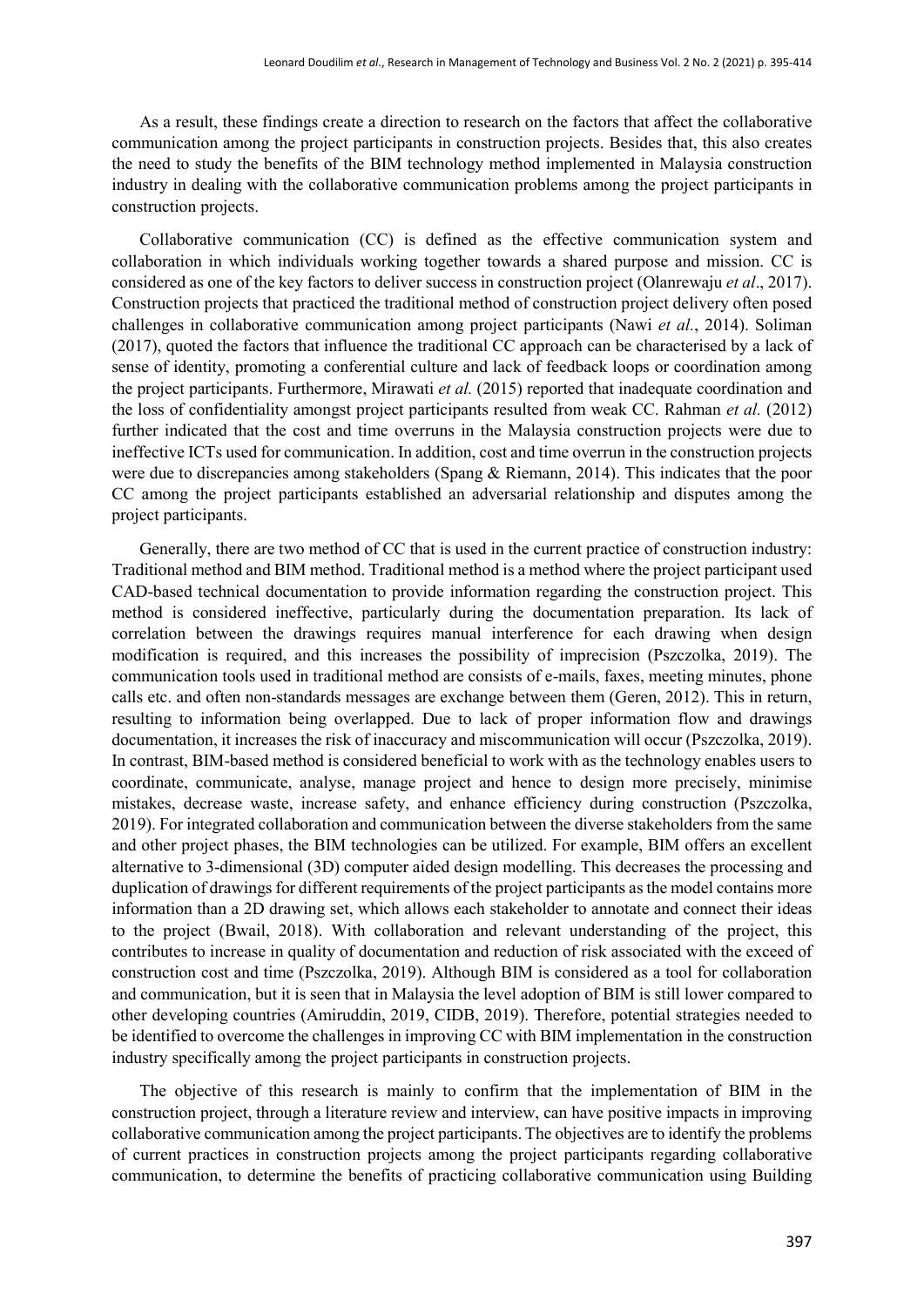As a result, these findings create a direction to research on the factors that affect the collaborative communication among the project participants in construction projects. Besides that, this also creates the need to study the benefits of the BIM technology method implemented in Malaysia construction industry in dealing with the collaborative communication problems among the project participants in construction projects.

Collaborative communication (CC) is defined as the effective communication system and collaboration in which individuals working together towards a shared purpose and mission. CC is considered as one of the key factors to deliver success in construction project (Olanrewaju *et al*., 2017). Construction projects that practiced the traditional method of construction project delivery often posed challenges in collaborative communication among project participants (Nawi *et al.*, 2014). Soliman (2017), quoted the factors that influence the traditional CC approach can be characterised by a lack of sense of identity, promoting a conferential culture and lack of feedback loops or coordination among the project participants. Furthermore, Mirawati *et al.* (2015) reported that inadequate coordination and the loss of confidentiality amongst project participants resulted from weak CC. Rahman *et al.* (2012) further indicated that the cost and time overruns in the Malaysia construction projects were due to ineffective ICTs used for communication. In addition, cost and time overrun in the construction projects were due to discrepancies among stakeholders (Spang & Riemann, 2014). This indicates that the poor CC among the project participants established an adversarial relationship and disputes among the project participants.

Generally, there are two method of CC that is used in the current practice of construction industry: Traditional method and BIM method. Traditional method is a method where the project participant used CAD-based technical documentation to provide information regarding the construction project. This method is considered ineffective, particularly during the documentation preparation. Its lack of correlation between the drawings requires manual interference for each drawing when design modification is required, and this increases the possibility of imprecision (Pszczolka, 2019). The communication tools used in traditional method are consists of e-mails, faxes, meeting minutes, phone calls etc. and often non-standards messages are exchange between them (Geren, 2012). This in return, resulting to information being overlapped. Due to lack of proper information flow and drawings documentation, it increases the risk of inaccuracy and miscommunication will occur (Pszczolka, 2019). In contrast, BIM-based method is considered beneficial to work with as the technology enables users to coordinate, communicate, analyse, manage project and hence to design more precisely, minimise mistakes, decrease waste, increase safety, and enhance efficiency during construction (Pszczolka, 2019). For integrated collaboration and communication between the diverse stakeholders from the same and other project phases, the BIM technologies can be utilized. For example, BIM offers an excellent alternative to 3-dimensional (3D) computer aided design modelling. This decreases the processing and duplication of drawings for different requirements of the project participants as the model contains more information than a 2D drawing set, which allows each stakeholder to annotate and connect their ideas to the project (Bwail, 2018). With collaboration and relevant understanding of the project, this contributes to increase in quality of documentation and reduction of risk associated with the exceed of construction cost and time (Pszczolka, 2019). Although BIM is considered as a tool for collaboration and communication, but it is seen that in Malaysia the level adoption of BIM is still lower compared to other developing countries (Amiruddin, 2019, CIDB, 2019). Therefore, potential strategies needed to be identified to overcome the challenges in improving CC with BIM implementation in the construction industry specifically among the project participants in construction projects.

The objective of this research is mainly to confirm that the implementation of BIM in the construction project, through a literature review and interview, can have positive impacts in improving collaborative communication among the project participants. The objectives are to identify the problems of current practices in construction projects among the project participants regarding collaborative communication, to determine the benefits of practicing collaborative communication using Building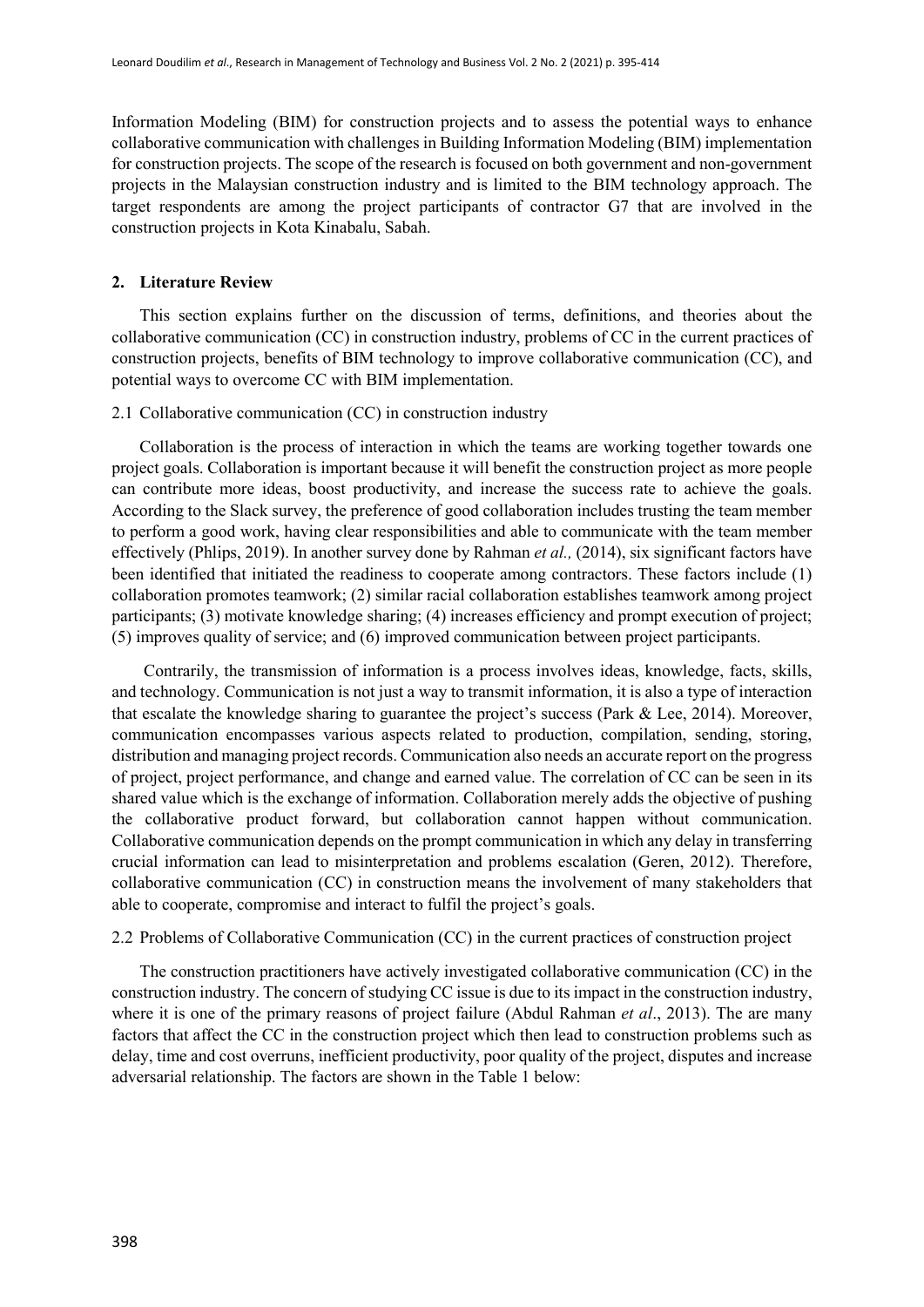Information Modeling (BIM) for construction projects and to assess the potential ways to enhance collaborative communication with challenges in Building Information Modeling (BIM) implementation for construction projects. The scope of the research is focused on both government and non-government projects in the Malaysian construction industry and is limited to the BIM technology approach. The target respondents are among the project participants of contractor G7 that are involved in the construction projects in Kota Kinabalu, Sabah.

## 2. Literature Review

This section explains further on the discussion of terms, definitions, and theories about the collaborative communication (CC) in construction industry, problems of CC in the current practices of construction projects, benefits of BIM technology to improve collaborative communication (CC), and potential ways to overcome CC with BIM implementation.

### 2.1 Collaborative communication (CC) in construction industry

Collaboration is the process of interaction in which the teams are working together towards one project goals. Collaboration is important because it will benefit the construction project as more people can contribute more ideas, boost productivity, and increase the success rate to achieve the goals. According to the Slack survey, the preference of good collaboration includes trusting the team member to perform a good work, having clear responsibilities and able to communicate with the team member effectively (Phlips, 2019). In another survey done by Rahman *et al.,* (2014), six significant factors have been identified that initiated the readiness to cooperate among contractors. These factors include (1) collaboration promotes teamwork; (2) similar racial collaboration establishes teamwork among project participants; (3) motivate knowledge sharing; (4) increases efficiency and prompt execution of project; (5) improves quality of service; and (6) improved communication between project participants.

Contrarily, the transmission of information is a process involves ideas, knowledge, facts, skills, and technology. Communication is not just a way to transmit information, it is also a type of interaction that escalate the knowledge sharing to guarantee the project's success (Park & Lee, 2014). Moreover, communication encompasses various aspects related to production, compilation, sending, storing, distribution and managing project records. Communication also needs an accurate report on the progress of project, project performance, and change and earned value. The correlation of CC can be seen in its shared value which is the exchange of information. Collaboration merely adds the objective of pushing the collaborative product forward, but collaboration cannot happen without communication. Collaborative communication depends on the prompt communication in which any delay in transferring crucial information can lead to misinterpretation and problems escalation (Geren, 2012). Therefore, collaborative communication (CC) in construction means the involvement of many stakeholders that able to cooperate, compromise and interact to fulfil the project's goals.

### 2.2 Problems of Collaborative Communication (CC) in the current practices of construction project

The construction practitioners have actively investigated collaborative communication (CC) in the construction industry. The concern of studying CC issue is due to its impact in the construction industry, where it is one of the primary reasons of project failure (Abdul Rahman *et al*., 2013). The are many factors that affect the CC in the construction project which then lead to construction problems such as delay, time and cost overruns, inefficient productivity, poor quality of the project, disputes and increase adversarial relationship. The factors are shown in the Table 1 below: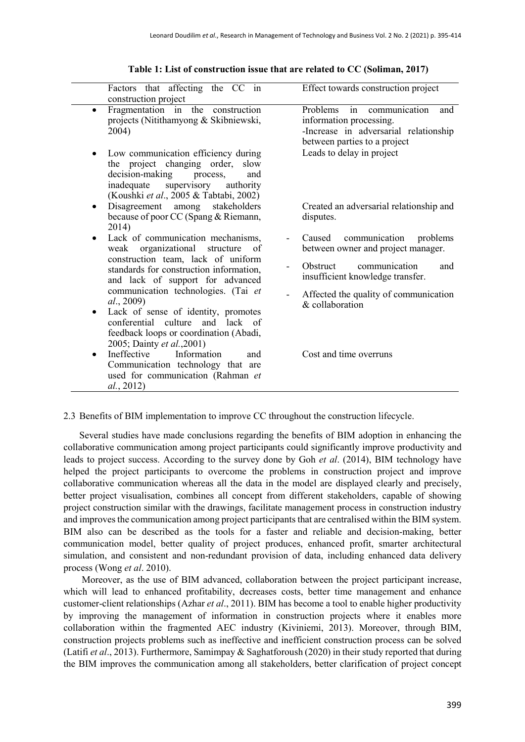**Table 1: List of construction issue that are related to CC (Soliman, 2017)**

| Factors that affecting the CC in construction project | Effect towards construction project |
|---|---|
| • Fragmentation in the construction projects (Nitithamyong & Skibniewski, 2004) | Problems in communication and information processing.<br>-Increase in adversarial relationship between parties to a project |
| • Low communication efficiency during the project changing order, slow decision-making process, and inadequate supervisory authority (Koushki *et al*., 2005 & Tabtabi, 2002) | Leads to delay in project |
| • Disagreement among stakeholders because of poor CC (Spang & Riemann, 2014) | Created an adversarial relationship and disputes. |
| • Lack of communication mechanisms, weak organizational structure of construction team, lack of uniform standards for construction information, and lack of support for advanced communication technologies. (Tai *et al*., 2009)<br>• Lack of sense of identity, promotes conferential culture and lack of feedback loops or coordination (Abadi, 2005; Dainty *et al.*,2001) | - Caused communication problems between owner and project manager.<br>- Obstruct communication and insufficient knowledge transfer.<br>- Affected the quality of communication & collaboration |
| • Ineffective Information and Communication technology that are used for communication (Rahman *et al.*, 2012) | Cost and time overruns |

2.3 Benefits of BIM implementation to improve CC throughout the construction lifecycle.

Several studies have made conclusions regarding the benefits of BIM adoption in enhancing the collaborative communication among project participants could significantly improve productivity and leads to project success. According to the survey done by Goh *et al*. (2014), BIM technology have helped the project participants to overcome the problems in construction project and improve collaborative communication whereas all the data in the model are displayed clearly and precisely, better project visualisation, combines all concept from different stakeholders, capable of showing project construction similar with the drawings, facilitate management process in construction industry and improves the communication among project participants that are centralised within the BIM system. BIM also can be described as the tools for a faster and reliable and decision-making, better communication model, better quality of project produces, enhanced profit, smarter architectural simulation, and consistent and non-redundant provision of data, including enhanced data delivery process (Wong *et al*. 2010).

Moreover, as the use of BIM advanced, collaboration between the project participant increase, which will lead to enhanced profitability, decreases costs, better time management and enhance customer-client relationships (Azhar *et al*., 2011). BIM has become a tool to enable higher productivity by improving the management of information in construction projects where it enables more collaboration within the fragmented AEC industry (Kiviniemi, 2013). Moreover, through BIM, construction projects problems such as ineffective and inefficient construction process can be solved (Latifi *et al*., 2013). Furthermore, Samimpay & Saghatforoush (2020) in their study reported that during the BIM improves the communication among all stakeholders, better clarification of project concept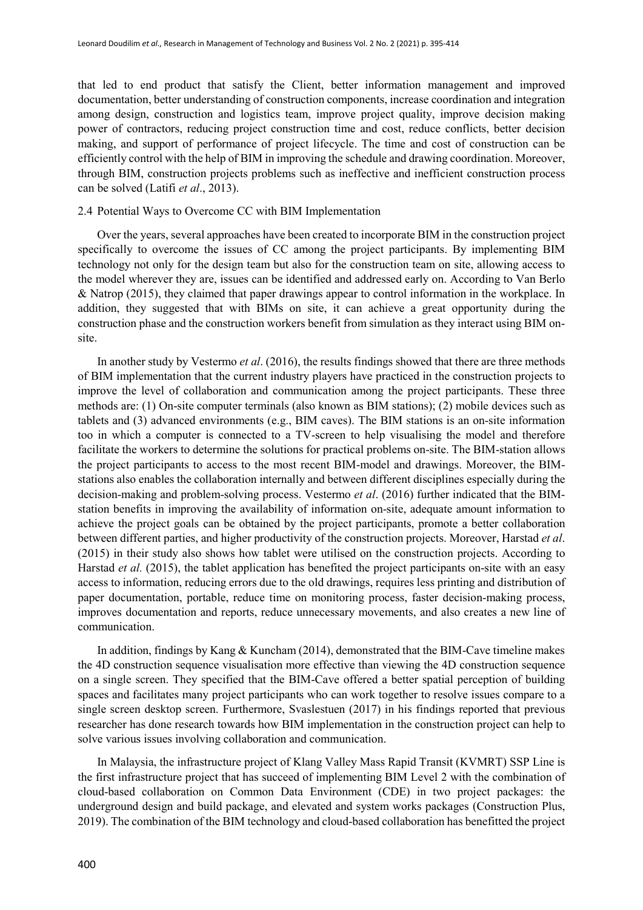that led to end product that satisfy the Client, better information management and improved documentation, better understanding of construction components, increase coordination and integration among design, construction and logistics team, improve project quality, improve decision making power of contractors, reducing project construction time and cost, reduce conflicts, better decision making, and support of performance of project lifecycle. The time and cost of construction can be efficiently control with the help of BIM in improving the schedule and drawing coordination. Moreover, through BIM, construction projects problems such as ineffective and inefficient construction process can be solved (Latifi *et al*., 2013).

### 2.4 Potential Ways to Overcome CC with BIM Implementation

Over the years, several approaches have been created to incorporate BIM in the construction project specifically to overcome the issues of CC among the project participants. By implementing BIM technology not only for the design team but also for the construction team on site, allowing access to the model wherever they are, issues can be identified and addressed early on. According to Van Berlo & Natrop (2015), they claimed that paper drawings appear to control information in the workplace. In addition, they suggested that with BIMs on site, it can achieve a great opportunity during the construction phase and the construction workers benefit from simulation as they interact using BIM on-site.

In another study by Vestermo *et al*. (2016), the results findings showed that there are three methods of BIM implementation that the current industry players have practiced in the construction projects to improve the level of collaboration and communication among the project participants. These three methods are: (1) On-site computer terminals (also known as BIM stations); (2) mobile devices such as tablets and (3) advanced environments (e.g., BIM caves). The BIM stations is an on-site information too in which a computer is connected to a TV-screen to help visualising the model and therefore facilitate the workers to determine the solutions for practical problems on-site. The BIM-station allows the project participants to access to the most recent BIM-model and drawings. Moreover, the BIM-stations also enables the collaboration internally and between different disciplines especially during the decision-making and problem-solving process. Vestermo *et al*. (2016) further indicated that the BIM-station benefits in improving the availability of information on-site, adequate amount information to achieve the project goals can be obtained by the project participants, promote a better collaboration between different parties, and higher productivity of the construction projects. Moreover, Harstad *et al*. (2015) in their study also shows how tablet were utilised on the construction projects. According to Harstad *et al.* (2015), the tablet application has benefited the project participants on-site with an easy access to information, reducing errors due to the old drawings, requires less printing and distribution of paper documentation, portable, reduce time on monitoring process, faster decision-making process, improves documentation and reports, reduce unnecessary movements, and also creates a new line of communication.

In addition, findings by Kang & Kuncham (2014), demonstrated that the BIM-Cave timeline makes the 4D construction sequence visualisation more effective than viewing the 4D construction sequence on a single screen. They specified that the BIM-Cave offered a better spatial perception of building spaces and facilitates many project participants who can work together to resolve issues compare to a single screen desktop screen. Furthermore, Svaslestuen (2017) in his findings reported that previous researcher has done research towards how BIM implementation in the construction project can help to solve various issues involving collaboration and communication.

In Malaysia, the infrastructure project of Klang Valley Mass Rapid Transit (KVMRT) SSP Line is the first infrastructure project that has succeed of implementing BIM Level 2 with the combination of cloud-based collaboration on Common Data Environment (CDE) in two project packages: the underground design and build package, and elevated and system works packages (Construction Plus, 2019). The combination of the BIM technology and cloud-based collaboration has benefitted the project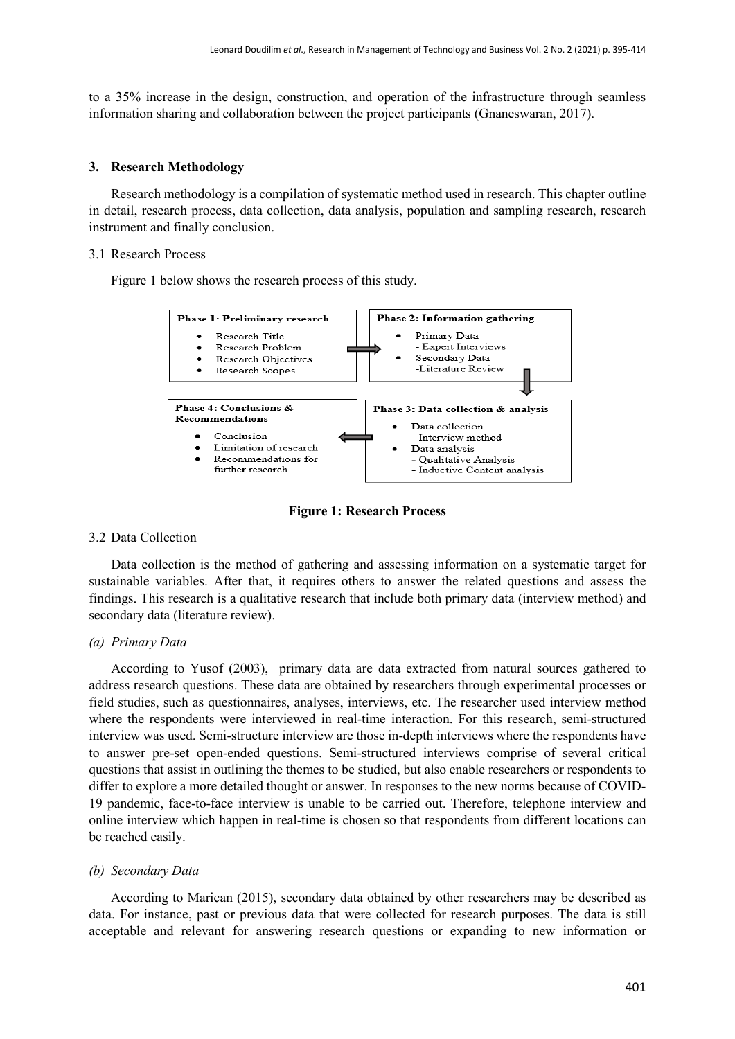to a 35% increase in the design, construction, and operation of the infrastructure through seamless information sharing and collaboration between the project participants (Gnaneswaran, 2017).

## 3. Research Methodology

Research methodology is a compilation of systematic method used in research. This chapter outline in detail, research process, data collection, data analysis, population and sampling research, research instrument and finally conclusion.

### 3.1 Research Process

Figure 1 below shows the research process of this study.

**Phase 1: Preliminary research**
- Research Title
- Research Problem
- Research Objectives
- Research Scopes

**Phase 2: Information gathering**
- Primary Data
  - Expert Interviews
- Secondary Data
  - Literature Review

**Phase 3: Data collection & analysis**
- Data collection
  - Interview method
- Data analysis
  - Qualitative Analysis
  - Inductive Content analysis

**Phase 4: Conclusions & Recommendations**
- Conclusion
- Limitation of research
- Recommendations for further research

**Figure 1: Research Process**

### 3.2 Data Collection

Data collection is the method of gathering and assessing information on a systematic target for sustainable variables. After that, it requires others to answer the related questions and assess the findings. This research is a qualitative research that include both primary data (interview method) and secondary data (literature review).

*(a) Primary Data*

According to Yusof (2003), primary data are data extracted from natural sources gathered to address research questions. These data are obtained by researchers through experimental processes or field studies, such as questionnaires, analyses, interviews, etc. The researcher used interview method where the respondents were interviewed in real-time interaction. For this research, semi-structured interview was used. Semi-structure interview are those in-depth interviews where the respondents have to answer pre-set open-ended questions. Semi-structured interviews comprise of several critical questions that assist in outlining the themes to be studied, but also enable researchers or respondents to differ to explore a more detailed thought or answer. In responses to the new norms because of COVID-19 pandemic, face-to-face interview is unable to be carried out. Therefore, telephone interview and online interview which happen in real-time is chosen so that respondents from different locations can be reached easily.

*(b) Secondary Data*

According to Marican (2015), secondary data obtained by other researchers may be described as data. For instance, past or previous data that were collected for research purposes. The data is still acceptable and relevant for answering research questions or expanding to new information or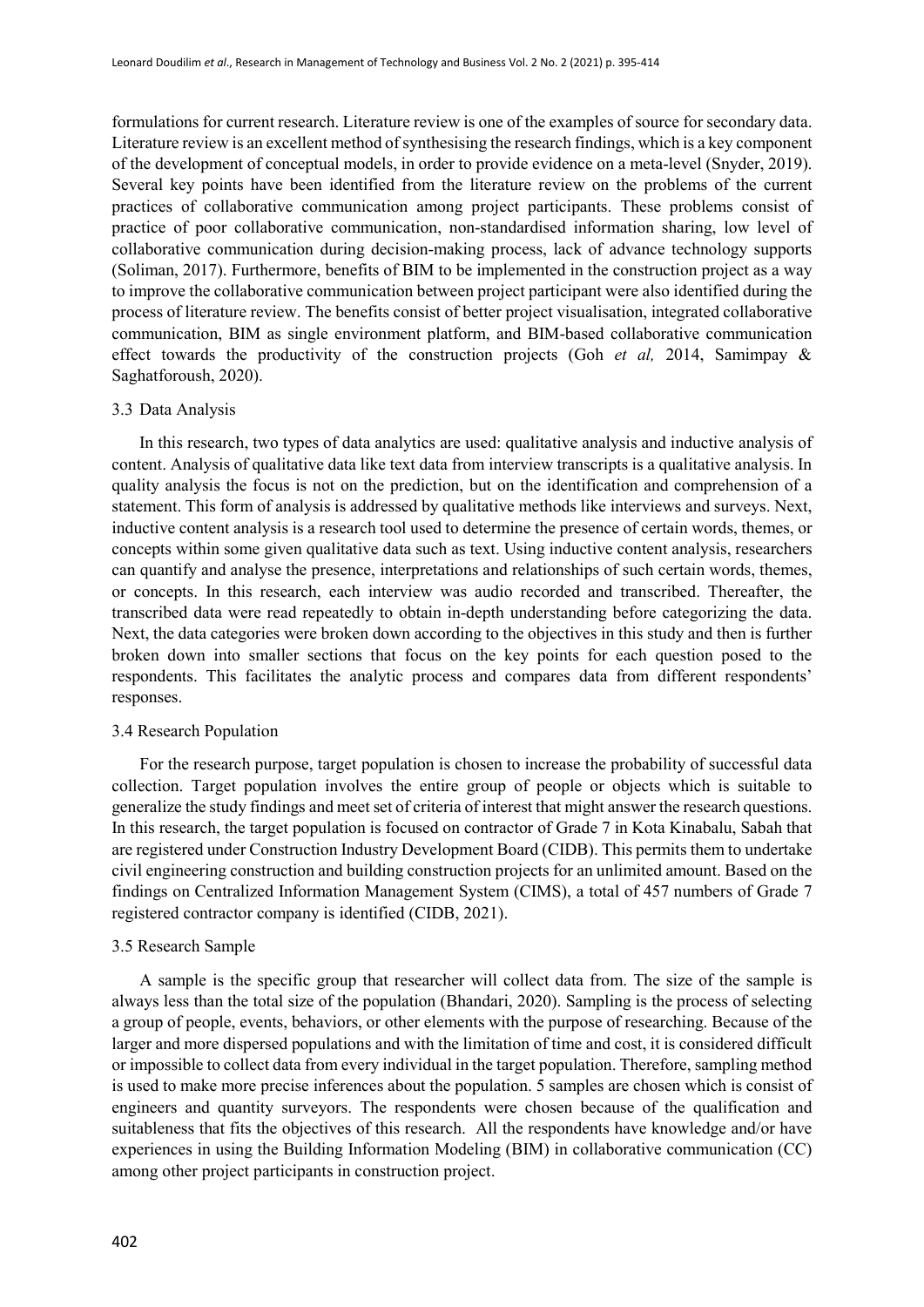formulations for current research. Literature review is one of the examples of source for secondary data. Literature review is an excellent method of synthesising the research findings, which is a key component of the development of conceptual models, in order to provide evidence on a meta-level (Snyder, 2019). Several key points have been identified from the literature review on the problems of the current practices of collaborative communication among project participants. These problems consist of practice of poor collaborative communication, non-standardised information sharing, low level of collaborative communication during decision-making process, lack of advance technology supports (Soliman, 2017). Furthermore, benefits of BIM to be implemented in the construction project as a way to improve the collaborative communication between project participant were also identified during the process of literature review. The benefits consist of better project visualisation, integrated collaborative communication, BIM as single environment platform, and BIM-based collaborative communication effect towards the productivity of the construction projects (Goh *et al,* 2014, Samimpay & Saghatforoush, 2020).

### 3.3 Data Analysis

In this research, two types of data analytics are used: qualitative analysis and inductive analysis of content. Analysis of qualitative data like text data from interview transcripts is a qualitative analysis. In quality analysis the focus is not on the prediction, but on the identification and comprehension of a statement. This form of analysis is addressed by qualitative methods like interviews and surveys. Next, inductive content analysis is a research tool used to determine the presence of certain words, themes, or concepts within some given qualitative data such as text. Using inductive content analysis, researchers can quantify and analyse the presence, interpretations and relationships of such certain words, themes, or concepts. In this research, each interview was audio recorded and transcribed. Thereafter, the transcribed data were read repeatedly to obtain in-depth understanding before categorizing the data. Next, the data categories were broken down according to the objectives in this study and then is further broken down into smaller sections that focus on the key points for each question posed to the respondents. This facilitates the analytic process and compares data from different respondents' responses.

### 3.4 Research Population

For the research purpose, target population is chosen to increase the probability of successful data collection. Target population involves the entire group of people or objects which is suitable to generalize the study findings and meet set of criteria of interest that might answer the research questions. In this research, the target population is focused on contractor of Grade 7 in Kota Kinabalu, Sabah that are registered under Construction Industry Development Board (CIDB). This permits them to undertake civil engineering construction and building construction projects for an unlimited amount. Based on the findings on Centralized Information Management System (CIMS), a total of 457 numbers of Grade 7 registered contractor company is identified (CIDB, 2021).

### 3.5 Research Sample

A sample is the specific group that researcher will collect data from. The size of the sample is always less than the total size of the population (Bhandari, 2020). Sampling is the process of selecting a group of people, events, behaviors, or other elements with the purpose of researching. Because of the larger and more dispersed populations and with the limitation of time and cost, it is considered difficult or impossible to collect data from every individual in the target population. Therefore, sampling method is used to make more precise inferences about the population. 5 samples are chosen which is consist of engineers and quantity surveyors. The respondents were chosen because of the qualification and suitableness that fits the objectives of this research. All the respondents have knowledge and/or have experiences in using the Building Information Modeling (BIM) in collaborative communication (CC) among other project participants in construction project.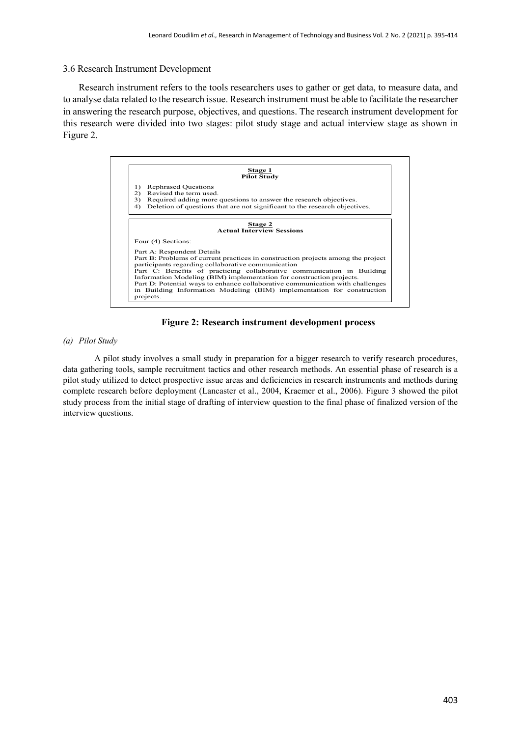3.6 Research Instrument Development

Research instrument refers to the tools researchers uses to gather or get data, to measure data, and to analyse data related to the research issue. Research instrument must be able to facilitate the researcher in answering the research purpose, objectives, and questions. The research instrument development for this research were divided into two stages: pilot study stage and actual interview stage as shown in Figure 2.

**Stage 1**
**Pilot Study**

1) Rephrased Questions
2) Revised the term used.
3) Required adding more questions to answer the research objectives.
4) Deletion of questions that are not significant to the research objectives.

**Stage 2**
**Actual Interview Sessions**

Four (4) Sections:

Part A: Respondent Details
Part B: Problems of current practices in construction projects among the project participants regarding collaborative communication
Part C: Benefits of practicing collaborative communication in Building Information Modeling (BIM) implementation for construction projects.
Part D: Potential ways to enhance collaborative communication with challenges in Building Information Modeling (BIM) implementation for construction projects.

**Figure 2: Research instrument development process**

*(a) Pilot Study*

A pilot study involves a small study in preparation for a bigger research to verify research procedures, data gathering tools, sample recruitment tactics and other research methods. An essential phase of research is a pilot study utilized to detect prospective issue areas and deficiencies in research instruments and methods during complete research before deployment (Lancaster et al., 2004, Kraemer et al., 2006). Figure 3 showed the pilot study process from the initial stage of drafting of interview question to the final phase of finalized version of the interview questions.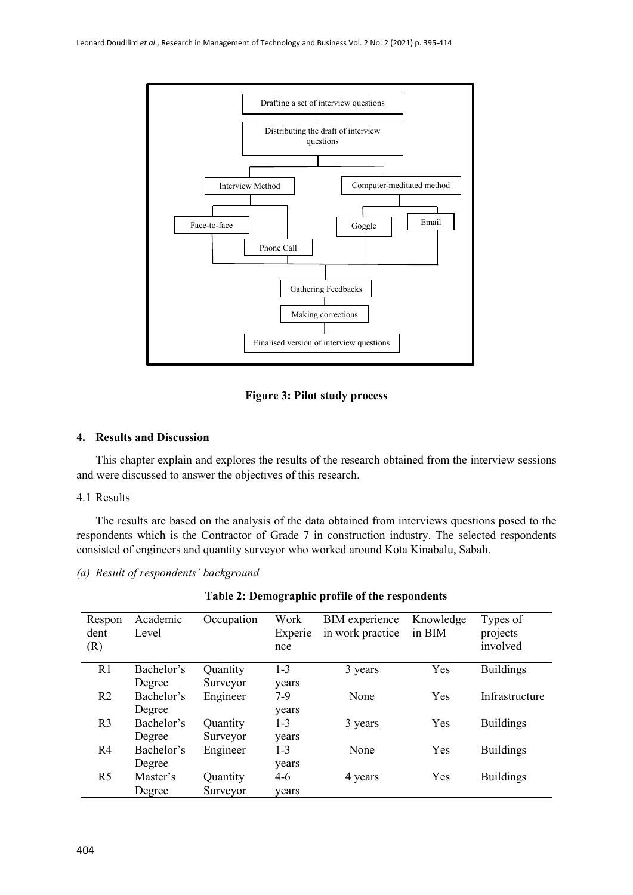Drafting a set of interview questions

Distributing the draft of interview questions

Interview Method

Computer-meditated method

Face-to-face

Phone Call

Goggle

Email

Gathering Feedbacks

Making corrections

Finalised version of interview questions

**Figure 3: Pilot study process**

## 4. Results and Discussion

This chapter explain and explores the results of the research obtained from the interview sessions and were discussed to answer the objectives of this research.

### 4.1 Results

The results are based on the analysis of the data obtained from interviews questions posed to the respondents which is the Contractor of Grade 7 in construction industry. The selected respondents consisted of engineers and quantity surveyor who worked around Kota Kinabalu, Sabah.

*(a) Result of respondents' background*

**Table 2: Demographic profile of the respondents**

| Respondent (R) | Academic Level | Occupation | Work Experience | BIM experience in work practice | Knowledge in BIM | Types of projects involved |
|---|---|---|---|---|---|---|
| R1 | Bachelor's Degree | Quantity Surveyor | 1-3 years | 3 years | Yes | Buildings |
| R2 | Bachelor's Degree | Engineer | 7-9 years | None | Yes | Infrastructure |
| R3 | Bachelor's Degree | Quantity Surveyor | 1-3 years | 3 years | Yes | Buildings |
| R4 | Bachelor's Degree | Engineer | 1-3 years | None | Yes | Buildings |
| R5 | Master's Degree | Quantity Surveyor | 4-6 years | 4 years | Yes | Buildings |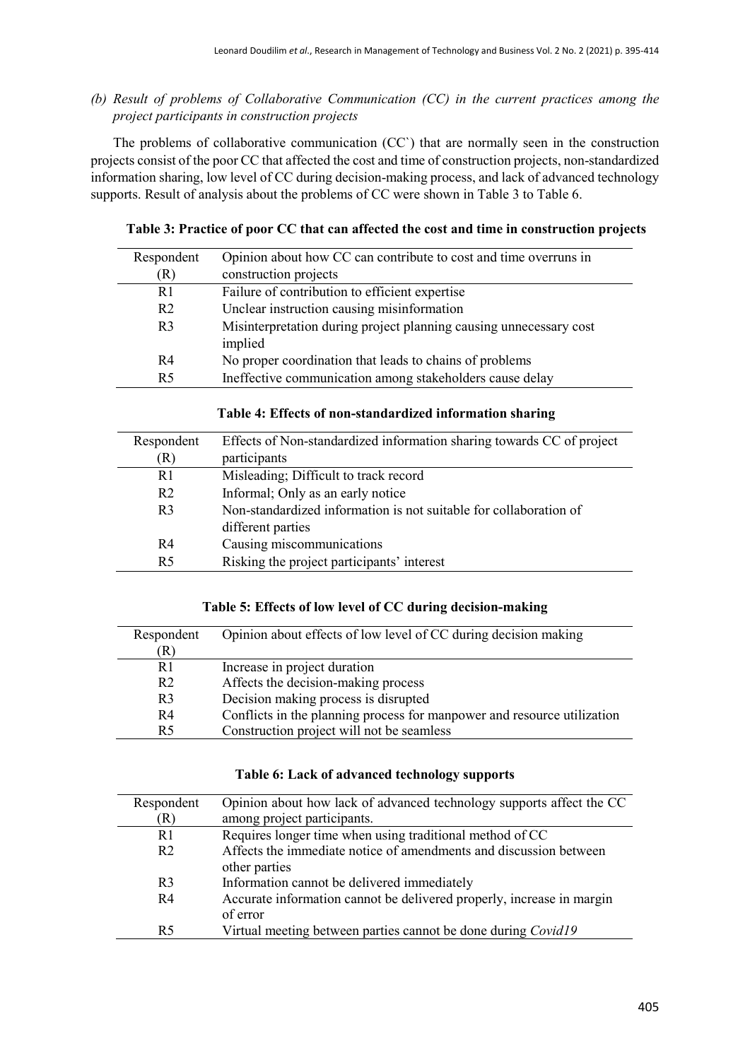*(b) Result of problems of Collaborative Communication (CC) in the current practices among the project participants in construction projects*

The problems of collaborative communication (CC`) that are normally seen in the construction projects consist of the poor CC that affected the cost and time of construction projects, non-standardized information sharing, low level of CC during decision-making process, and lack of advanced technology supports. Result of analysis about the problems of CC were shown in Table 3 to Table 6.

**Table 3: Practice of poor CC that can affected the cost and time in construction projects**

| Respondent (R) | Opinion about how CC can contribute to cost and time overruns in construction projects |
|---|---|
| R1 | Failure of contribution to efficient expertise |
| R2 | Unclear instruction causing misinformation |
| R3 | Misinterpretation during project planning causing unnecessary cost implied |
| R4 | No proper coordination that leads to chains of problems |
| R5 | Ineffective communication among stakeholders cause delay |

**Table 4: Effects of non-standardized information sharing**

| Respondent (R) | Effects of Non-standardized information sharing towards CC of project participants |
|---|---|
| R1 | Misleading; Difficult to track record |
| R2 | Informal; Only as an early notice |
| R3 | Non-standardized information is not suitable for collaboration of different parties |
| R4 | Causing miscommunications |
| R5 | Risking the project participants' interest |

**Table 5: Effects of low level of CC during decision-making**

| Respondent (R) | Opinion about effects of low level of CC during decision making |
|---|---|
| R1 | Increase in project duration |
| R2 | Affects the decision-making process |
| R3 | Decision making process is disrupted |
| R4 | Conflicts in the planning process for manpower and resource utilization |
| R5 | Construction project will not be seamless |

**Table 6: Lack of advanced technology supports**

| Respondent (R) | Opinion about how lack of advanced technology supports affect the CC among project participants. |
|---|---|
| R1 | Requires longer time when using traditional method of CC |
| R2 | Affects the immediate notice of amendments and discussion between other parties |
| R3 | Information cannot be delivered immediately |
| R4 | Accurate information cannot be delivered properly, increase in margin of error |
| R5 | Virtual meeting between parties cannot be done during *Covid19* |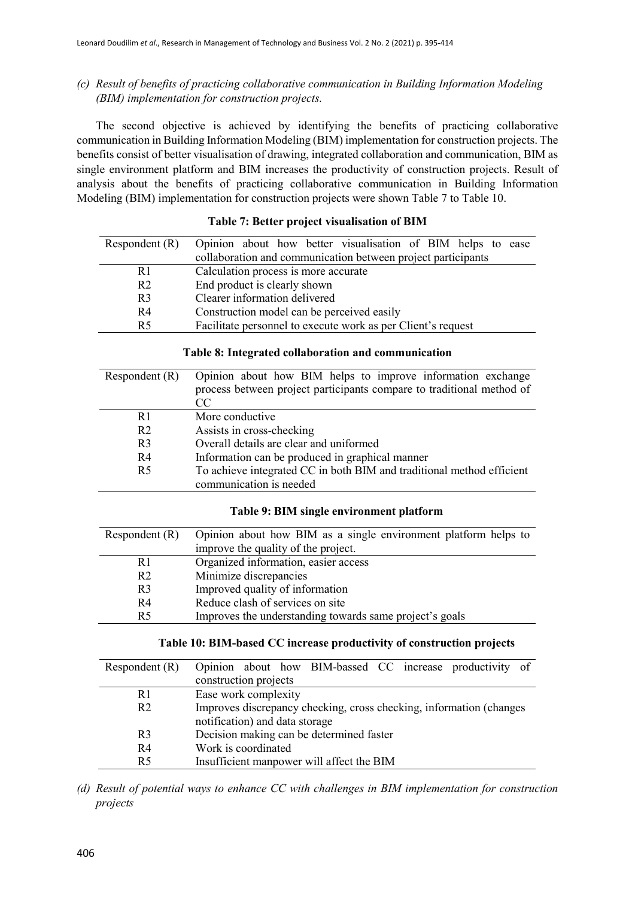*(c) Result of benefits of practicing collaborative communication in Building Information Modeling (BIM) implementation for construction projects.*

The second objective is achieved by identifying the benefits of practicing collaborative communication in Building Information Modeling (BIM) implementation for construction projects. The benefits consist of better visualisation of drawing, integrated collaboration and communication, BIM as single environment platform and BIM increases the productivity of construction projects. Result of analysis about the benefits of practicing collaborative communication in Building Information Modeling (BIM) implementation for construction projects were shown Table 7 to Table 10.

**Table 7: Better project visualisation of BIM**

| Respondent (R) | Opinion about how better visualisation of BIM helps to ease collaboration and communication between project participants |
|---|---|
| R1 | Calculation process is more accurate |
| R2 | End product is clearly shown |
| R3 | Clearer information delivered |
| R4 | Construction model can be perceived easily |
| R5 | Facilitate personnel to execute work as per Client's request |

**Table 8: Integrated collaboration and communication**

| Respondent (R) | Opinion about how BIM helps to improve information exchange process between project participants compare to traditional method of CC |
|---|---|
| R1 | More conductive |
| R2 | Assists in cross-checking |
| R3 | Overall details are clear and uniformed |
| R4 | Information can be produced in graphical manner |
| R5 | To achieve integrated CC in both BIM and traditional method efficient communication is needed |

**Table 9: BIM single environment platform**

| Respondent (R) | Opinion about how BIM as a single environment platform helps to improve the quality of the project. |
|---|---|
| R1 | Organized information, easier access |
| R2 | Minimize discrepancies |
| R3 | Improved quality of information |
| R4 | Reduce clash of services on site |
| R5 | Improves the understanding towards same project's goals |

**Table 10: BIM-based CC increase productivity of construction projects**

| Respondent (R) | Opinion about how BIM-bassed CC increase productivity of construction projects |
|---|---|
| R1 | Ease work complexity |
| R2 | Improves discrepancy checking, cross checking, information (changes notification) and data storage |
| R3 | Decision making can be determined faster |
| R4 | Work is coordinated |
| R5 | Insufficient manpower will affect the BIM |

*(d) Result of potential ways to enhance CC with challenges in BIM implementation for construction projects*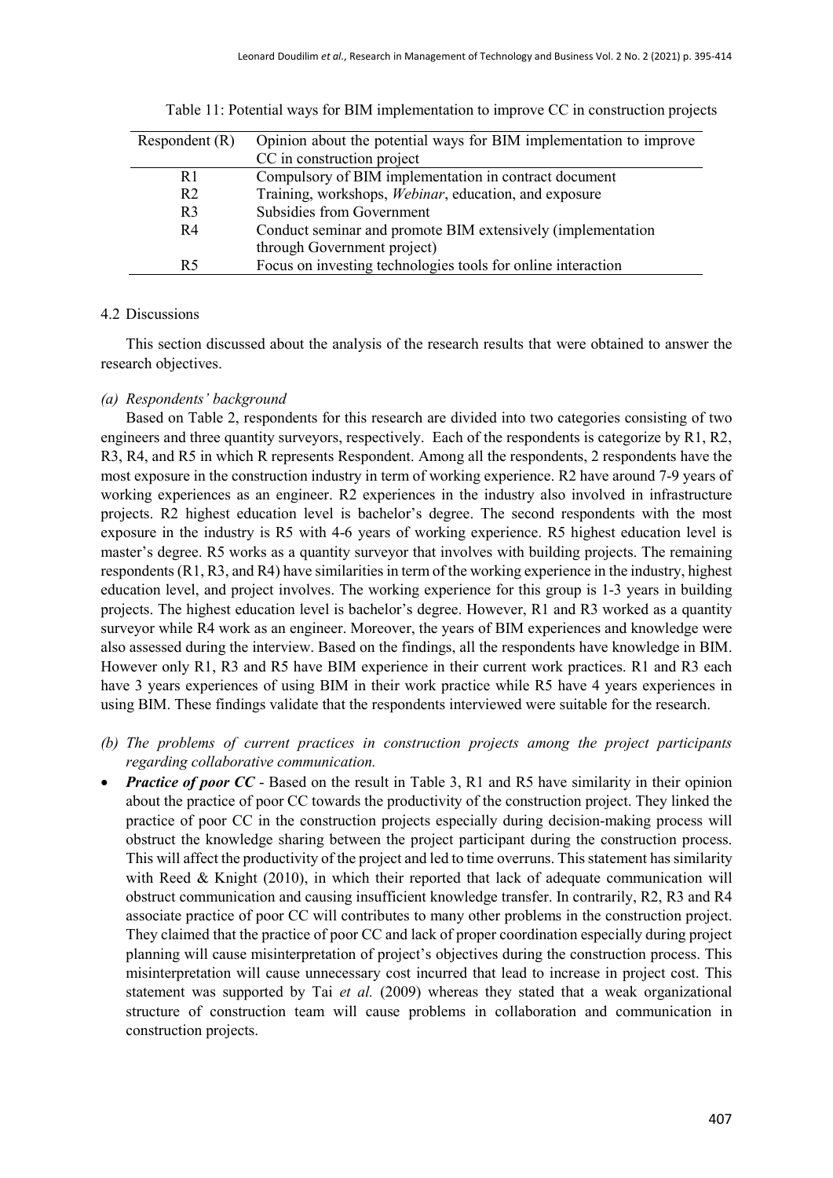Table 11: Potential ways for BIM implementation to improve CC in construction projects

| Respondent (R) | Opinion about the potential ways for BIM implementation to improve CC in construction project |
|---|---|
| R1 | Compulsory of BIM implementation in contract document |
| R2 | Training, workshops, *Webinar*, education, and exposure |
| R3 | Subsidies from Government |
| R4 | Conduct seminar and promote BIM extensively (implementation through Government project) |
| R5 | Focus on investing technologies tools for online interaction |

### 4.2 Discussions

This section discussed about the analysis of the research results that were obtained to answer the research objectives.

*(a) Respondents' background*

Based on Table 2, respondents for this research are divided into two categories consisting of two engineers and three quantity surveyors, respectively. Each of the respondents is categorize by R1, R2, R3, R4, and R5 in which R represents Respondent. Among all the respondents, 2 respondents have the most exposure in the construction industry in term of working experience. R2 have around 7-9 years of working experiences as an engineer. R2 experiences in the industry also involved in infrastructure projects. R2 highest education level is bachelor's degree. The second respondents with the most exposure in the industry is R5 with 4-6 years of working experience. R5 highest education level is master's degree. R5 works as a quantity surveyor that involves with building projects. The remaining respondents (R1, R3, and R4) have similarities in term of the working experience in the industry, highest education level, and project involves. The working experience for this group is 1-3 years in building projects. The highest education level is bachelor's degree. However, R1 and R3 worked as a quantity surveyor while R4 work as an engineer. Moreover, the years of BIM experiences and knowledge were also assessed during the interview. Based on the findings, all the respondents have knowledge in BIM. However only R1, R3 and R5 have BIM experience in their current work practices. R1 and R3 each have 3 years experiences of using BIM in their work practice while R5 have 4 years experiences in using BIM. These findings validate that the respondents interviewed were suitable for the research.

*(b) The problems of current practices in construction projects among the project participants regarding collaborative communication.*

- ***Practice of poor CC*** - Based on the result in Table 3, R1 and R5 have similarity in their opinion about the practice of poor CC towards the productivity of the construction project. They linked the practice of poor CC in the construction projects especially during decision-making process will obstruct the knowledge sharing between the project participant during the construction process. This will affect the productivity of the project and led to time overruns. This statement has similarity with Reed & Knight (2010), in which their reported that lack of adequate communication will obstruct communication and causing insufficient knowledge transfer. In contrarily, R2, R3 and R4 associate practice of poor CC will contributes to many other problems in the construction project. They claimed that the practice of poor CC and lack of proper coordination especially during project planning will cause misinterpretation of project's objectives during the construction process. This misinterpretation will cause unnecessary cost incurred that lead to increase in project cost. This statement was supported by Tai *et al.* (2009) whereas they stated that a weak organizational structure of construction team will cause problems in collaboration and communication in construction projects.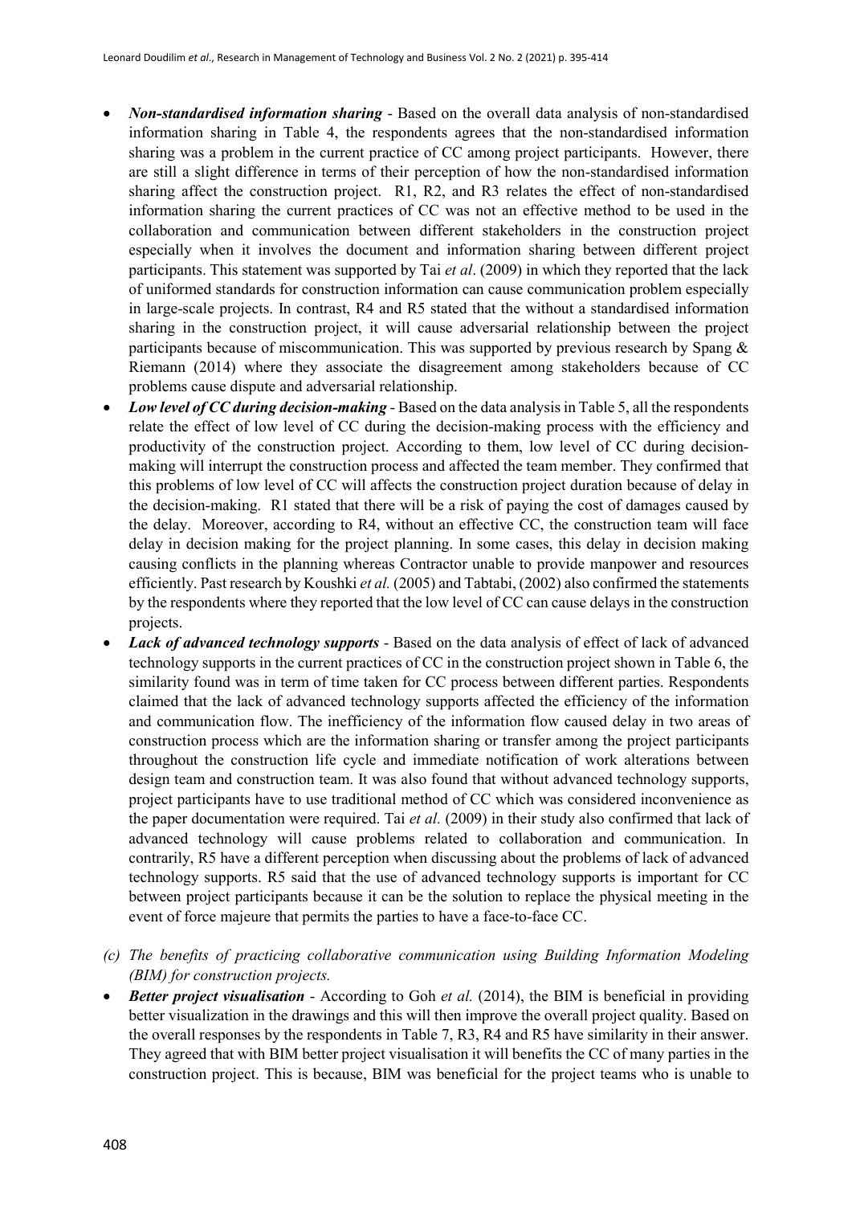- ***Non-standardised information sharing*** - Based on the overall data analysis of non-standardised information sharing in Table 4, the respondents agrees that the non-standardised information sharing was a problem in the current practice of CC among project participants. However, there are still a slight difference in terms of their perception of how the non-standardised information sharing affect the construction project. R1, R2, and R3 relates the effect of non-standardised information sharing the current practices of CC was not an effective method to be used in the collaboration and communication between different stakeholders in the construction project especially when it involves the document and information sharing between different project participants. This statement was supported by Tai *et al*. (2009) in which they reported that the lack of uniformed standards for construction information can cause communication problem especially in large-scale projects. In contrast, R4 and R5 stated that the without a standardised information sharing in the construction project, it will cause adversarial relationship between the project participants because of miscommunication. This was supported by previous research by Spang & Riemann (2014) where they associate the disagreement among stakeholders because of CC problems cause dispute and adversarial relationship.
- ***Low level of CC during decision-making*** - Based on the data analysis in Table 5, all the respondents relate the effect of low level of CC during the decision-making process with the efficiency and productivity of the construction project. According to them, low level of CC during decision-making will interrupt the construction process and affected the team member. They confirmed that this problems of low level of CC will affects the construction project duration because of delay in the decision-making. R1 stated that there will be a risk of paying the cost of damages caused by the delay. Moreover, according to R4, without an effective CC, the construction team will face delay in decision making for the project planning. In some cases, this delay in decision making causing conflicts in the planning whereas Contractor unable to provide manpower and resources efficiently. Past research by Koushki *et al.* (2005) and Tabtabi, (2002) also confirmed the statements by the respondents where they reported that the low level of CC can cause delays in the construction projects.
- ***Lack of advanced technology supports*** - Based on the data analysis of effect of lack of advanced technology supports in the current practices of CC in the construction project shown in Table 6, the similarity found was in term of time taken for CC process between different parties. Respondents claimed that the lack of advanced technology supports affected the efficiency of the information and communication flow. The inefficiency of the information flow caused delay in two areas of construction process which are the information sharing or transfer among the project participants throughout the construction life cycle and immediate notification of work alterations between design team and construction team. It was also found that without advanced technology supports, project participants have to use traditional method of CC which was considered inconvenience as the paper documentation were required. Tai *et al.* (2009) in their study also confirmed that lack of advanced technology will cause problems related to collaboration and communication. In contrarily, R5 have a different perception when discussing about the problems of lack of advanced technology supports. R5 said that the use of advanced technology supports is important for CC between project participants because it can be the solution to replace the physical meeting in the event of force majeure that permits the parties to have a face-to-face CC.

*(c) The benefits of practicing collaborative communication using Building Information Modeling (BIM) for construction projects.*

- ***Better project visualisation*** - According to Goh *et al.* (2014), the BIM is beneficial in providing better visualization in the drawings and this will then improve the overall project quality. Based on the overall responses by the respondents in Table 7, R3, R4 and R5 have similarity in their answer. They agreed that with BIM better project visualisation it will benefits the CC of many parties in the construction project. This is because, BIM was beneficial for the project teams who is unable to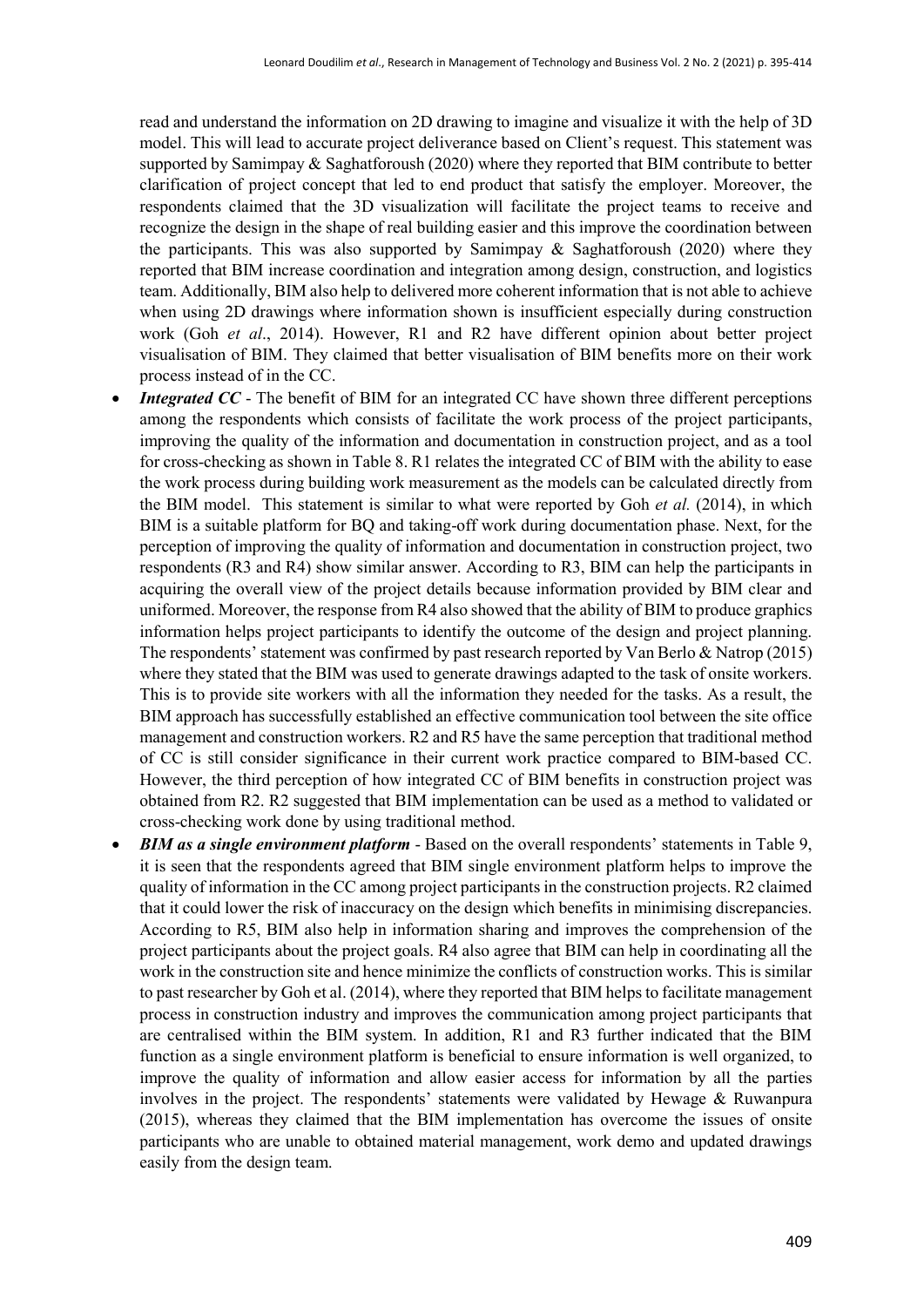read and understand the information on 2D drawing to imagine and visualize it with the help of 3D model. This will lead to accurate project deliverance based on Client's request. This statement was supported by Samimpay & Saghatforoush (2020) where they reported that BIM contribute to better clarification of project concept that led to end product that satisfy the employer. Moreover, the respondents claimed that the 3D visualization will facilitate the project teams to receive and recognize the design in the shape of real building easier and this improve the coordination between the participants. This was also supported by Samimpay & Saghatforoush (2020) where they reported that BIM increase coordination and integration among design, construction, and logistics team. Additionally, BIM also help to delivered more coherent information that is not able to achieve when using 2D drawings where information shown is insufficient especially during construction work (Goh *et al*., 2014). However, R1 and R2 have different opinion about better project visualisation of BIM. They claimed that better visualisation of BIM benefits more on their work process instead of in the CC.

- ***Integrated CC*** - The benefit of BIM for an integrated CC have shown three different perceptions among the respondents which consists of facilitate the work process of the project participants, improving the quality of the information and documentation in construction project, and as a tool for cross-checking as shown in Table 8. R1 relates the integrated CC of BIM with the ability to ease the work process during building work measurement as the models can be calculated directly from the BIM model. This statement is similar to what were reported by Goh *et al.* (2014), in which BIM is a suitable platform for BQ and taking-off work during documentation phase. Next, for the perception of improving the quality of information and documentation in construction project, two respondents (R3 and R4) show similar answer. According to R3, BIM can help the participants in acquiring the overall view of the project details because information provided by BIM clear and uniformed. Moreover, the response from R4 also showed that the ability of BIM to produce graphics information helps project participants to identify the outcome of the design and project planning. The respondents' statement was confirmed by past research reported by Van Berlo & Natrop (2015) where they stated that the BIM was used to generate drawings adapted to the task of onsite workers. This is to provide site workers with all the information they needed for the tasks. As a result, the BIM approach has successfully established an effective communication tool between the site office management and construction workers. R2 and R5 have the same perception that traditional method of CC is still consider significance in their current work practice compared to BIM-based CC. However, the third perception of how integrated CC of BIM benefits in construction project was obtained from R2. R2 suggested that BIM implementation can be used as a method to validated or cross-checking work done by using traditional method.
- ***BIM as a single environment platform*** - Based on the overall respondents' statements in Table 9, it is seen that the respondents agreed that BIM single environment platform helps to improve the quality of information in the CC among project participants in the construction projects. R2 claimed that it could lower the risk of inaccuracy on the design which benefits in minimising discrepancies. According to R5, BIM also help in information sharing and improves the comprehension of the project participants about the project goals. R4 also agree that BIM can help in coordinating all the work in the construction site and hence minimize the conflicts of construction works. This is similar to past researcher by Goh et al. (2014), where they reported that BIM helps to facilitate management process in construction industry and improves the communication among project participants that are centralised within the BIM system. In addition, R1 and R3 further indicated that the BIM function as a single environment platform is beneficial to ensure information is well organized, to improve the quality of information and allow easier access for information by all the parties involves in the project. The respondents' statements were validated by Hewage & Ruwanpura (2015), whereas they claimed that the BIM implementation has overcome the issues of onsite participants who are unable to obtained material management, work demo and updated drawings easily from the design team.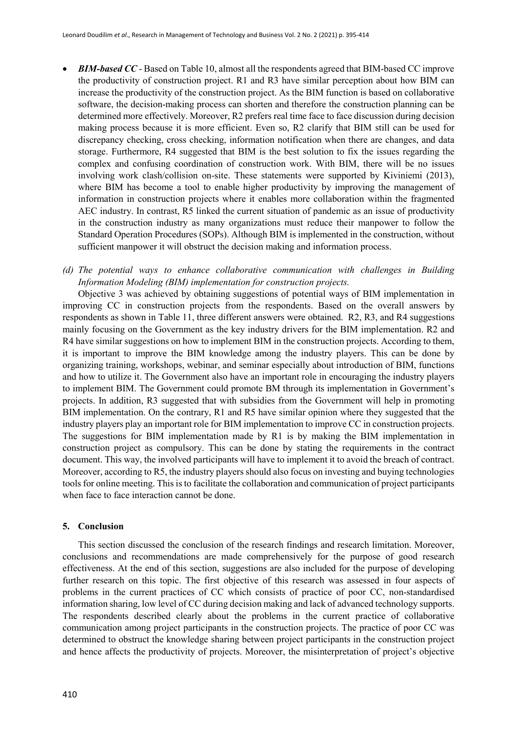- ***BIM-based CC*** - Based on Table 10, almost all the respondents agreed that BIM-based CC improve the productivity of construction project. R1 and R3 have similar perception about how BIM can increase the productivity of the construction project. As the BIM function is based on collaborative software, the decision-making process can shorten and therefore the construction planning can be determined more effectively. Moreover, R2 prefers real time face to face discussion during decision making process because it is more efficient. Even so, R2 clarify that BIM still can be used for discrepancy checking, cross checking, information notification when there are changes, and data storage. Furthermore, R4 suggested that BIM is the best solution to fix the issues regarding the complex and confusing coordination of construction work. With BIM, there will be no issues involving work clash/collision on-site. These statements were supported by Kiviniemi (2013), where BIM has become a tool to enable higher productivity by improving the management of information in construction projects where it enables more collaboration within the fragmented AEC industry. In contrast, R5 linked the current situation of pandemic as an issue of productivity in the construction industry as many organizations must reduce their manpower to follow the Standard Operation Procedures (SOPs). Although BIM is implemented in the construction, without sufficient manpower it will obstruct the decision making and information process.

*(d) The potential ways to enhance collaborative communication with challenges in Building Information Modeling (BIM) implementation for construction projects.*

Objective 3 was achieved by obtaining suggestions of potential ways of BIM implementation in improving CC in construction projects from the respondents. Based on the overall answers by respondents as shown in Table 11, three different answers were obtained. R2, R3, and R4 suggestions mainly focusing on the Government as the key industry drivers for the BIM implementation. R2 and R4 have similar suggestions on how to implement BIM in the construction projects. According to them, it is important to improve the BIM knowledge among the industry players. This can be done by organizing training, workshops, webinar, and seminar especially about introduction of BIM, functions and how to utilize it. The Government also have an important role in encouraging the industry players to implement BIM. The Government could promote BM through its implementation in Government's projects. In addition, R3 suggested that with subsidies from the Government will help in promoting BIM implementation. On the contrary, R1 and R5 have similar opinion where they suggested that the industry players play an important role for BIM implementation to improve CC in construction projects. The suggestions for BIM implementation made by R1 is by making the BIM implementation in construction project as compulsory. This can be done by stating the requirements in the contract document. This way, the involved participants will have to implement it to avoid the breach of contract. Moreover, according to R5, the industry players should also focus on investing and buying technologies tools for online meeting. This is to facilitate the collaboration and communication of project participants when face to face interaction cannot be done.

## 5. Conclusion

This section discussed the conclusion of the research findings and research limitation. Moreover, conclusions and recommendations are made comprehensively for the purpose of good research effectiveness. At the end of this section, suggestions are also included for the purpose of developing further research on this topic. The first objective of this research was assessed in four aspects of problems in the current practices of CC which consists of practice of poor CC, non-standardised information sharing, low level of CC during decision making and lack of advanced technology supports. The respondents described clearly about the problems in the current practice of collaborative communication among project participants in the construction projects. The practice of poor CC was determined to obstruct the knowledge sharing between project participants in the construction project and hence affects the productivity of projects. Moreover, the misinterpretation of project's objective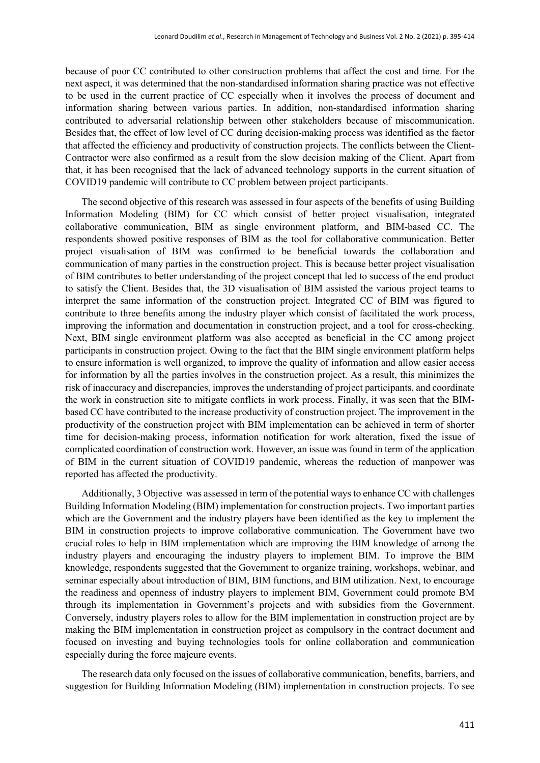because of poor CC contributed to other construction problems that affect the cost and time. For the next aspect, it was determined that the non-standardised information sharing practice was not effective to be used in the current practice of CC especially when it involves the process of document and information sharing between various parties. In addition, non-standardised information sharing contributed to adversarial relationship between other stakeholders because of miscommunication. Besides that, the effect of low level of CC during decision-making process was identified as the factor that affected the efficiency and productivity of construction projects. The conflicts between the Client-Contractor were also confirmed as a result from the slow decision making of the Client. Apart from that, it has been recognised that the lack of advanced technology supports in the current situation of COVID19 pandemic will contribute to CC problem between project participants.

The second objective of this research was assessed in four aspects of the benefits of using Building Information Modeling (BIM) for CC which consist of better project visualisation, integrated collaborative communication, BIM as single environment platform, and BIM-based CC. The respondents showed positive responses of BIM as the tool for collaborative communication. Better project visualisation of BIM was confirmed to be beneficial towards the collaboration and communication of many parties in the construction project. This is because better project visualisation of BIM contributes to better understanding of the project concept that led to success of the end product to satisfy the Client. Besides that, the 3D visualisation of BIM assisted the various project teams to interpret the same information of the construction project. Integrated CC of BIM was figured to contribute to three benefits among the industry player which consist of facilitated the work process, improving the information and documentation in construction project, and a tool for cross-checking. Next, BIM single environment platform was also accepted as beneficial in the CC among project participants in construction project. Owing to the fact that the BIM single environment platform helps to ensure information is well organized, to improve the quality of information and allow easier access for information by all the parties involves in the construction project. As a result, this minimizes the risk of inaccuracy and discrepancies, improves the understanding of project participants, and coordinate the work in construction site to mitigate conflicts in work process. Finally, it was seen that the BIM-based CC have contributed to the increase productivity of construction project. The improvement in the productivity of the construction project with BIM implementation can be achieved in term of shorter time for decision-making process, information notification for work alteration, fixed the issue of complicated coordination of construction work. However, an issue was found in term of the application of BIM in the current situation of COVID19 pandemic, whereas the reduction of manpower was reported has affected the productivity.

Additionally, 3 Objective was assessed in term of the potential ways to enhance CC with challenges Building Information Modeling (BIM) implementation for construction projects. Two important parties which are the Government and the industry players have been identified as the key to implement the BIM in construction projects to improve collaborative communication. The Government have two crucial roles to help in BIM implementation which are improving the BIM knowledge of among the industry players and encouraging the industry players to implement BIM. To improve the BIM knowledge, respondents suggested that the Government to organize training, workshops, webinar, and seminar especially about introduction of BIM, BIM functions, and BIM utilization. Next, to encourage the readiness and openness of industry players to implement BIM, Government could promote BM through its implementation in Government's projects and with subsidies from the Government. Conversely, industry players roles to allow for the BIM implementation in construction project are by making the BIM implementation in construction project as compulsory in the contract document and focused on investing and buying technologies tools for online collaboration and communication especially during the force majeure events.

The research data only focused on the issues of collaborative communication, benefits, barriers, and suggestion for Building Information Modeling (BIM) implementation in construction projects. To see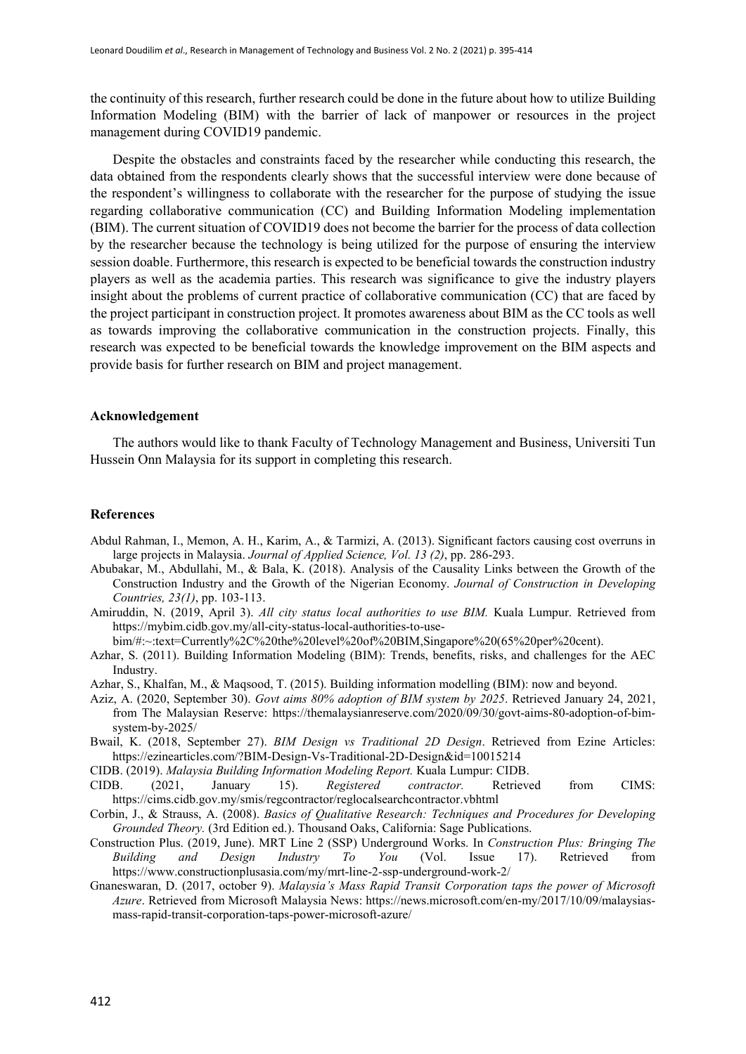the continuity of this research, further research could be done in the future about how to utilize Building Information Modeling (BIM) with the barrier of lack of manpower or resources in the project management during COVID19 pandemic.

Despite the obstacles and constraints faced by the researcher while conducting this research, the data obtained from the respondents clearly shows that the successful interview were done because of the respondent's willingness to collaborate with the researcher for the purpose of studying the issue regarding collaborative communication (CC) and Building Information Modeling implementation (BIM). The current situation of COVID19 does not become the barrier for the process of data collection by the researcher because the technology is being utilized for the purpose of ensuring the interview session doable. Furthermore, this research is expected to be beneficial towards the construction industry players as well as the academia parties. This research was significance to give the industry players insight about the problems of current practice of collaborative communication (CC) that are faced by the project participant in construction project. It promotes awareness about BIM as the CC tools as well as towards improving the collaborative communication in the construction projects. Finally, this research was expected to be beneficial towards the knowledge improvement on the BIM aspects and provide basis for further research on BIM and project management.

## Acknowledgement

The authors would like to thank Faculty of Technology Management and Business, Universiti Tun Hussein Onn Malaysia for its support in completing this research.

## References

Abdul Rahman, I., Memon, A. H., Karim, A., & Tarmizi, A. (2013). Significant factors causing cost overruns in large projects in Malaysia. *Journal of Applied Science, Vol. 13 (2)*, pp. 286-293.

Abubakar, M., Abdullahi, M., & Bala, K. (2018). Analysis of the Causality Links between the Growth of the Construction Industry and the Growth of the Nigerian Economy. *Journal of Construction in Developing Countries, 23(1)*, pp. 103-113.

Amiruddin, N. (2019, April 3). *All city status local authorities to use BIM.* Kuala Lumpur. Retrieved from https://mybim.cidb.gov.my/all-city-status-local-authorities-to-use-bim/#:~:text=Currently%2C%20the%20level%20of%20BIM,Singapore%20(65%20per%20cent).

Azhar, S. (2011). Building Information Modeling (BIM): Trends, benefits, risks, and challenges for the AEC Industry.

Azhar, S., Khalfan, M., & Maqsood, T. (2015). Building information modelling (BIM): now and beyond.

Aziz, A. (2020, September 30). *Govt aims 80% adoption of BIM system by 2025*. Retrieved January 24, 2021, from The Malaysian Reserve: https://themalaysianreserve.com/2020/09/30/govt-aims-80-adoption-of-bim-system-by-2025/

Bwail, K. (2018, September 27). *BIM Design vs Traditional 2D Design*. Retrieved from Ezine Articles: https://ezinearticles.com/?BIM-Design-Vs-Traditional-2D-Design&id=10015214

CIDB. (2019). *Malaysia Building Information Modeling Report.* Kuala Lumpur: CIDB.

CIDB. (2021, January 15). *Registered contractor.* Retrieved from CIMS: https://cims.cidb.gov.my/smis/regcontractor/reglocalsearchcontractor.vbhtml

Corbin, J., & Strauss, A. (2008). *Basics of Qualitative Research: Techniques and Procedures for Developing Grounded Theory.* (3rd Edition ed.). Thousand Oaks, California: Sage Publications.

Construction Plus. (2019, June). MRT Line 2 (SSP) Underground Works. In *Construction Plus: Bringing The Building and Design Industry To You* (Vol. Issue 17). Retrieved from https://www.constructionplusasia.com/my/mrt-line-2-ssp-underground-work-2/

Gnaneswaran, D. (2017, october 9). *Malaysia's Mass Rapid Transit Corporation taps the power of Microsoft Azure*. Retrieved from Microsoft Malaysia News: https://news.microsoft.com/en-my/2017/10/09/malaysias-mass-rapid-transit-corporation-taps-power-microsoft-azure/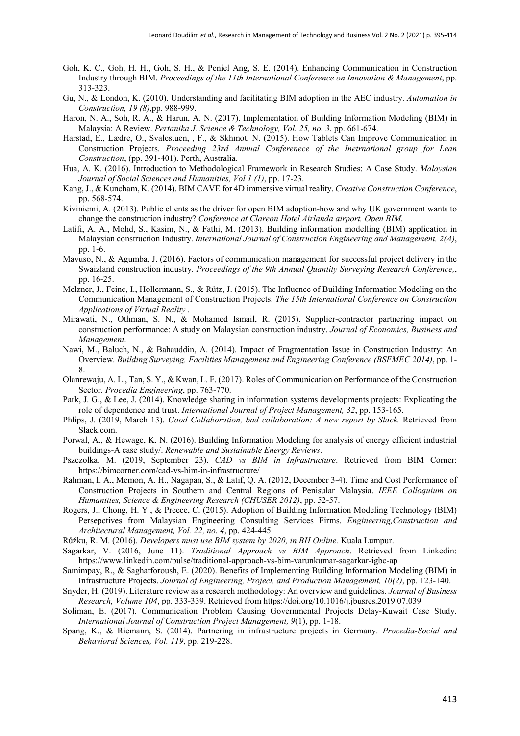Goh, K. C., Goh, H. H., Goh, S. H., & Peniel Ang, S. E. (2014). Enhancing Communication in Construction Industry through BIM. *Proceedings of the 11th International Conference on Innovation & Management*, pp. 313-323.

Gu, N., & London, K. (2010). Understanding and facilitating BIM adoption in the AEC industry. *Automation in Construction, 19 (8)*,pp. 988-999.

Haron, N. A., Soh, R. A., & Harun, A. N. (2017). Implementation of Building Information Modeling (BIM) in Malaysia: A Review. *Pertanika J. Science & Technology, Vol. 25, no. 3*, pp. 661-674.

Harstad, E., Lædre, O., Svalestuen, , F., & Skhmot, N. (2015). How Tablets Can Improve Communication in Construction Projects. *Proceeding 23rd Annual Conferenece of the Inetrnational group for Lean Construction*, (pp. 391-401). Perth, Australia.

Hua, A. K. (2016). Introduction to Methodological Framework in Research Studies: A Case Study. *Malaysian Journal of Social Sciences and Humanities, Vol 1 (1)*, pp. 17-23.

Kang, J., & Kuncham, K. (2014). BIM CAVE for 4D immersive virtual reality. *Creative Construction Conference*, pp. 568-574.

Kiviniemi, A. (2013). Public clients as the driver for open BIM adoption-how and why UK government wants to change the construction industry? *Conference at Clareon Hotel Airlanda airport, Open BIM.*

Latifi, A. A., Mohd, S., Kasim, N., & Fathi, M. (2013). Building information modelling (BIM) application in Malaysian construction Industry. *International Journal of Construction Engineering and Management, 2(A)*, pp. 1-6.

Mavuso, N., & Agumba, J. (2016). Factors of communication management for successful project delivery in the Swaizland construction industry. *Proceedings of the 9th Annual Quantity Surveying Research Conference,*, pp. 16-25.

Melzner, J., Feine, I., Hollermann, S., & Rütz, J. (2015). The Influence of Building Information Modeling on the Communication Management of Construction Projects. *The 15th International Conference on Construction Applications of Virtual Reality .*

Mirawati, N., Othman, S. N., & Mohamed Ismail, R. (2015). Supplier-contractor partnering impact on construction performance: A study on Malaysian construction industry. *Journal of Economics, Business and Management*.

Nawi, M., Baluch, N., & Bahauddin, A. (2014). Impact of Fragmentation Issue in Construction Industry: An Overview. *Building Surveying, Facilities Management and Engineering Conference (BSFMEC 2014)*, pp. 1-8.

Olanrewaju, A. L., Tan, S. Y., & Kwan, L. F. (2017). Roles of Communication on Performance of the Construction Sector. *Procedia Engineering*, pp. 763-770.

Park, J. G., & Lee, J. (2014). Knowledge sharing in information systems developments projects: Explicating the role of dependence and trust. *International Journal of Project Management, 32*, pp. 153-165.

Phlips, J. (2019, March 13). *Good Collaboration, bad collaboration: A new report by Slack.* Retrieved from Slack.com.

Porwal, A., & Hewage, K. N. (2016). Building Information Modeling for analysis of energy efficient industrial buildings-A case study/. *Renewable and Sustainable Energy Reviews*.

Pszczolka, M. (2019, September 23). *CAD vs BIM in Infrastructure*. Retrieved from BIM Corner: https://bimcorner.com/cad-vs-bim-in-infrastructure/

Rahman, I. A., Memon, A. H., Nagapan, S., & Latif, Q. A. (2012, December 3-4). Time and Cost Performance of Construction Projects in Southern and Central Regions of Penisular Malaysia. *IEEE Colloquium on Humanities, Science & Engineering Research (CHUSER 2012)*, pp. 52-57.

Rogers, J., Chong, H. Y., & Preece, C. (2015). Adoption of Building Information Modeling Technology (BIM) Persepctives from Malaysian Engineering Consulting Services Firms. *Engineering,Construction and Architectural Management, Vol. 22, no. 4*, pp. 424-445.

Růžku, R. M. (2016). *Developers must use BIM system by 2020, in BH Online.* Kuala Lumpur.

Sagarkar, V. (2016, June 11). *Traditional Approach vs BIM Approach*. Retrieved from Linkedin: https://www.linkedin.com/pulse/traditional-approach-vs-bim-varunkumar-sagarkar-igbc-ap

Samimpay, R., & Saghatforoush, E. (2020). Benefits of Implementing Building Information Modeling (BIM) in Infrastructure Projects. *Journal of Engineering, Project, and Production Management, 10(2)*, pp. 123-140.

Snyder, H. (2019). Literature review as a research methodology: An overview and guidelines. *Journal of Business Research, Volume 104*, pp. 333-339. Retrieved from https://doi.org/10.1016/j.jbusres.2019.07.039

Soliman, E. (2017). Communication Problem Causing Governmental Projects Delay-Kuwait Case Study. *International Journal of Construction Project Management, 9*(1), pp. 1-18.

Spang, K., & Riemann, S. (2014). Partnering in infrastructure projects in Germany. *Procedia-Social and Behavioral Sciences, Vol. 119*, pp. 219-228.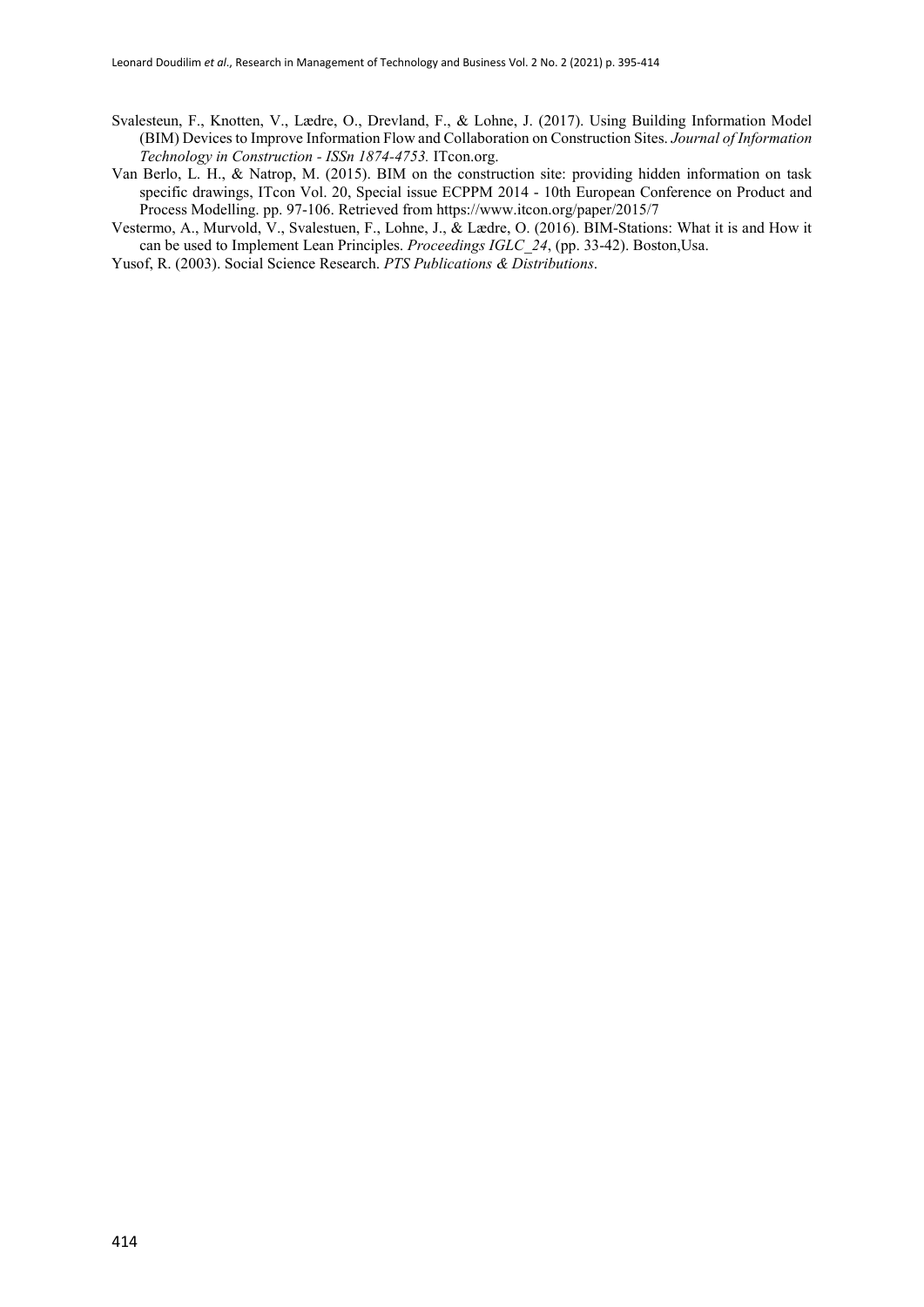Svalesteun, F., Knotten, V., Lædre, O., Drevland, F., & Lohne, J. (2017). Using Building Information Model (BIM) Devices to Improve Information Flow and Collaboration on Construction Sites. *Journal of Information Technology in Construction - ISSn 1874-4753.* ITcon.org.

Van Berlo, L. H., & Natrop, M. (2015). BIM on the construction site: providing hidden information on task specific drawings, ITcon Vol. 20, Special issue ECPPM 2014 - 10th European Conference on Product and Process Modelling. pp. 97-106. Retrieved from https://www.itcon.org/paper/2015/7

Vestermo, A., Murvold, V., Svalestuen, F., Lohne, J., & Lædre, O. (2016). BIM-Stations: What it is and How it can be used to Implement Lean Principles. *Proceedings IGLC_24*, (pp. 33-42). Boston,Usa.

Yusof, R. (2003). Social Science Research. *PTS Publications & Distributions*.